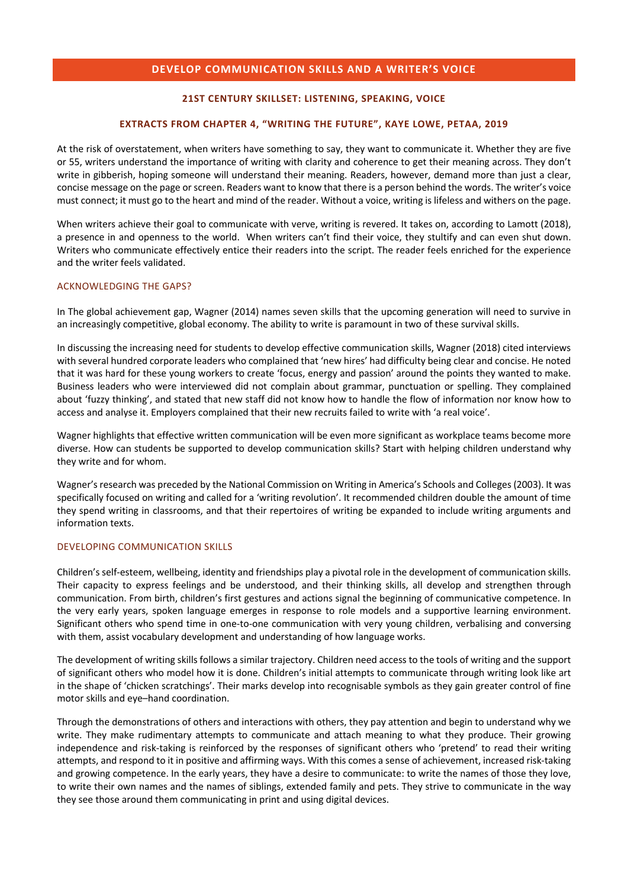# DEVELOP COMMUNICATION SKILLS AND A WRITER'S VOICE

### 21ST CENTURY SKILLSET: LISTENING, SPEAKING, VOICE

### EXTRACTS FROM CHAPTER 4, "WRITING THE FUTURE", KAYE LOWE, PETAA, 2019

At the risk of overstatement, when writers have something to say, they want to communicate it. Whether they are five or 55, writers understand the importance of writing with clarity and coherence to get their meaning across. They don't write in gibberish, hoping someone will understand their meaning. Readers, however, demand more than just a clear, concise message on the page or screen. Readers want to know that there is a person behind the words. The writer's voice must connect; it must go to the heart and mind of the reader. Without a voice, writing is lifeless and withers on the page.

When writers achieve their goal to communicate with verve, writing is revered. It takes on, according to Lamott (2018), a presence in and openness to the world. When writers can't find their voice, they stultify and can even shut down. Writers who communicate effectively entice their readers into the script. The reader feels enriched for the experience and the writer feels validated.

## ACKNOWLEDGING THE GAPS?

In The global achievement gap, Wagner (2014) names seven skills that the upcoming generation will need to survive in an increasingly competitive, global economy. The ability to write is paramount in two of these survival skills.

In discussing the increasing need for students to develop effective communication skills, Wagner (2018) cited interviews with several hundred corporate leaders who complained that 'new hires' had difficulty being clear and concise. He noted that it was hard for these young workers to create 'focus, energy and passion' around the points they wanted to make. Business leaders who were interviewed did not complain about grammar, punctuation or spelling. They complained about 'fuzzy thinking', and stated that new staff did not know how to handle the flow of information nor know how to access and analyse it. Employers complained that their new recruits failed to write with 'a real voice'.

Wagner highlights that effective written communication will be even more significant as workplace teams become more diverse. How can students be supported to develop communication skills? Start with helping children understand why they write and for whom.

Wagner's research was preceded by the National Commission on Writing in America's Schools and Colleges (2003). It was specifically focused on writing and called for a 'writing revolution'. It recommended children double the amount of time they spend writing in classrooms, and that their repertoires of writing be expanded to include writing arguments and information texts.

## DEVELOPING COMMUNICATION SKILLS

Children's self-esteem, wellbeing, identity and friendships play a pivotal role in the development of communication skills. Their capacity to express feelings and be understood, and their thinking skills, all develop and strengthen through communication. From birth, children's first gestures and actions signal the beginning of communicative competence. In the very early years, spoken language emerges in response to role models and a supportive learning environment. Significant others who spend time in one-to-one communication with very young children, verbalising and conversing with them, assist vocabulary development and understanding of how language works.

The development of writing skills follows a similar trajectory. Children need access to the tools of writing and the support of significant others who model how it is done. Children's initial attempts to communicate through writing look like art in the shape of 'chicken scratchings'. Their marks develop into recognisable symbols as they gain greater control of fine motor skills and eye–hand coordination.

Through the demonstrations of others and interactions with others, they pay attention and begin to understand why we write. They make rudimentary attempts to communicate and attach meaning to what they produce. Their growing independence and risk-taking is reinforced by the responses of significant others who 'pretend' to read their writing attempts, and respond to it in positive and affirming ways. With this comes a sense of achievement, increased risk-taking and growing competence. In the early years, they have a desire to communicate: to write the names of those they love, to write their own names and the names of siblings, extended family and pets. They strive to communicate in the way they see those around them communicating in print and using digital devices.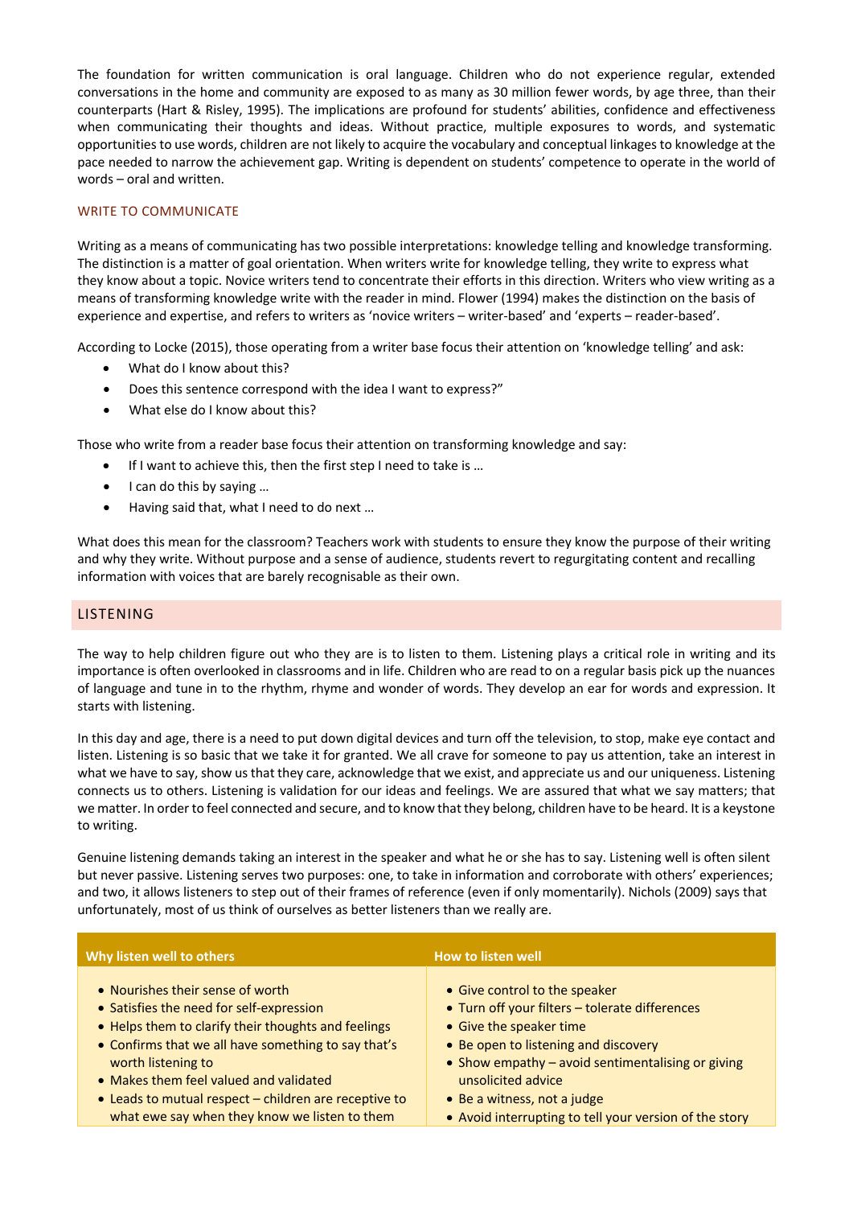The foundation for written communication is oral language. Children who do not experience regular, extended conversations in the home and community are exposed to as many as 30 million fewer words, by age three, than their counterparts (Hart & Risley, 1995). The implications are profound for students' abilities, confidence and effectiveness when communicating their thoughts and ideas. Without practice, multiple exposures to words, and systematic opportunities to use words, children are not likely to acquire the vocabulary and conceptual linkages to knowledge at the pace needed to narrow the achievement gap. Writing is dependent on students' competence to operate in the world of words – oral and written.

### WRITE TO COMMUNICATE

Writing as a means of communicating has two possible interpretations: knowledge telling and knowledge transforming. The distinction is a matter of goal orientation. When writers write for knowledge telling, they write to express what they know about a topic. Novice writers tend to concentrate their efforts in this direction. Writers who view writing as a means of transforming knowledge write with the reader in mind. Flower (1994) makes the distinction on the basis of experience and expertise, and refers to writers as 'novice writers – writer-based' and 'experts – reader-based'.

According to Locke (2015), those operating from a writer base focus their attention on 'knowledge telling' and ask:

- What do I know about this?
- Does this sentence correspond with the idea I want to express?"
- What else do I know about this?

Those who write from a reader base focus their attention on transforming knowledge and say:

- If I want to achieve this, then the first step I need to take is …
- I can do this by saying …
- Having said that, what I need to do next …

What does this mean for the classroom? Teachers work with students to ensure they know the purpose of their writing and why they write. Without purpose and a sense of audience, students revert to regurgitating content and recalling information with voices that are barely recognisable as their own.

## LISTENING

The way to help children figure out who they are is to listen to them. Listening plays a critical role in writing and its importance is often overlooked in classrooms and in life. Children who are read to on a regular basis pick up the nuances of language and tune in to the rhythm, rhyme and wonder of words. They develop an ear for words and expression. It starts with listening.

In this day and age, there is a need to put down digital devices and turn off the television, to stop, make eye contact and listen. Listening is so basic that we take it for granted. We all crave for someone to pay us attention, take an interest in what we have to say, show us that they care, acknowledge that we exist, and appreciate us and our uniqueness. Listening connects us to others. Listening is validation for our ideas and feelings. We are assured that what we say matters; that we matter. In order to feel connected and secure, and to know that they belong, children have to be heard. It is a keystone to writing.

Genuine listening demands taking an interest in the speaker and what he or she has to say. Listening well is often silent but never passive. Listening serves two purposes: one, to take in information and corroborate with others' experiences; and two, it allows listeners to step out of their frames of reference (even if only momentarily). Nichols (2009) says that unfortunately, most of us think of ourselves as better listeners than we really are.

| Why listen well to others | How to listen well |
|---|---|
| • Nourishes their sense of worth<br>• Satisfies the need for self-expression<br>• Helps them to clarify their thoughts and feelings<br>• Confirms that we all have something to say that's worth listening to<br>• Makes them feel valued and validated<br>• Leads to mutual respect – children are receptive to what ewe say when they know we listen to them | • Give control to the speaker<br>• Turn off your filters – tolerate differences<br>• Give the speaker time<br>• Be open to listening and discovery<br>• Show empathy – avoid sentimentalising or giving unsolicited advice<br>• Be a witness, not a judge<br>• Avoid interrupting to tell your version of the story |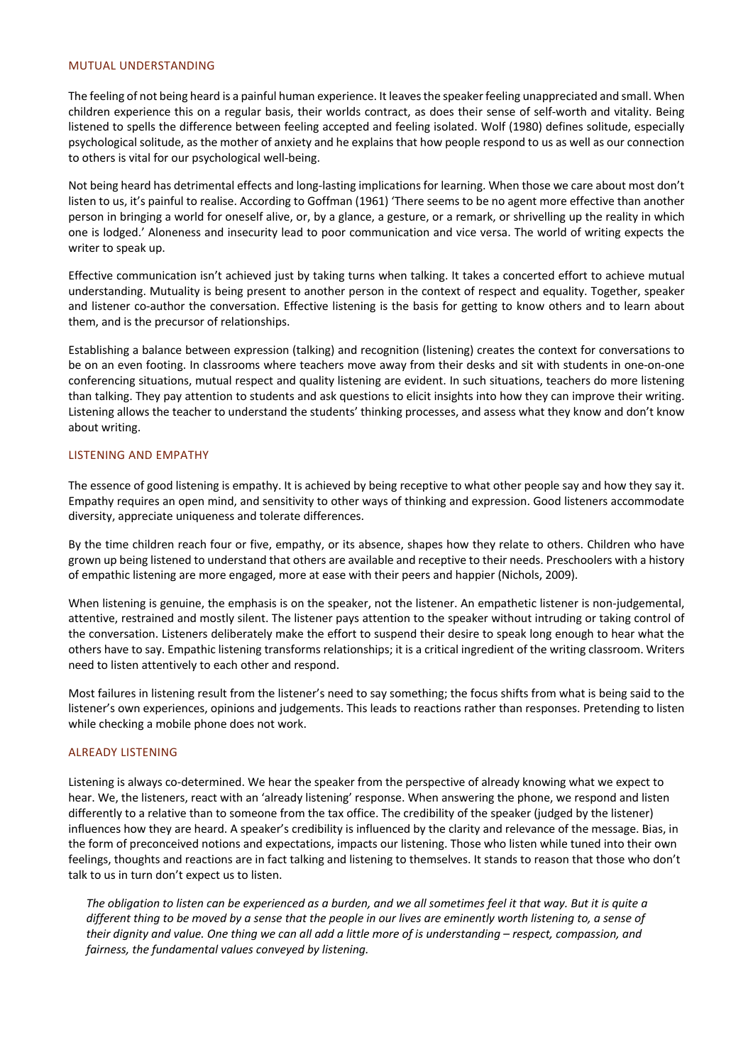## MUTUAL UNDERSTANDING

The feeling of not being heard is a painful human experience. It leaves the speaker feeling unappreciated and small. When children experience this on a regular basis, their worlds contract, as does their sense of self-worth and vitality. Being listened to spells the difference between feeling accepted and feeling isolated. Wolf (1980) defines solitude, especially psychological solitude, as the mother of anxiety and he explains that how people respond to us as well as our connection to others is vital for our psychological well-being.

Not being heard has detrimental effects and long-lasting implications for learning. When those we care about most don't listen to us, it's painful to realise. According to Goffman (1961) 'There seems to be no agent more effective than another person in bringing a world for oneself alive, or, by a glance, a gesture, or a remark, or shrivelling up the reality in which one is lodged.' Aloneness and insecurity lead to poor communication and vice versa. The world of writing expects the writer to speak up.

Effective communication isn't achieved just by taking turns when talking. It takes a concerted effort to achieve mutual understanding. Mutuality is being present to another person in the context of respect and equality. Together, speaker and listener co-author the conversation. Effective listening is the basis for getting to know others and to learn about them, and is the precursor of relationships.

Establishing a balance between expression (talking) and recognition (listening) creates the context for conversations to be on an even footing. In classrooms where teachers move away from their desks and sit with students in one-on-one conferencing situations, mutual respect and quality listening are evident. In such situations, teachers do more listening than talking. They pay attention to students and ask questions to elicit insights into how they can improve their writing. Listening allows the teacher to understand the students' thinking processes, and assess what they know and don't know about writing.

## LISTENING AND EMPATHY

The essence of good listening is empathy. It is achieved by being receptive to what other people say and how they say it. Empathy requires an open mind, and sensitivity to other ways of thinking and expression. Good listeners accommodate diversity, appreciate uniqueness and tolerate differences.

By the time children reach four or five, empathy, or its absence, shapes how they relate to others. Children who have grown up being listened to understand that others are available and receptive to their needs. Preschoolers with a history of empathic listening are more engaged, more at ease with their peers and happier (Nichols, 2009).

When listening is genuine, the emphasis is on the speaker, not the listener. An empathetic listener is non-judgemental, attentive, restrained and mostly silent. The listener pays attention to the speaker without intruding or taking control of the conversation. Listeners deliberately make the effort to suspend their desire to speak long enough to hear what the others have to say. Empathic listening transforms relationships; it is a critical ingredient of the writing classroom. Writers need to listen attentively to each other and respond.

Most failures in listening result from the listener's need to say something; the focus shifts from what is being said to the listener's own experiences, opinions and judgements. This leads to reactions rather than responses. Pretending to listen while checking a mobile phone does not work.

## ALREADY LISTENING

Listening is always co-determined. We hear the speaker from the perspective of already knowing what we expect to hear. We, the listeners, react with an 'already listening' response. When answering the phone, we respond and listen differently to a relative than to someone from the tax office. The credibility of the speaker (judged by the listener) influences how they are heard. A speaker's credibility is influenced by the clarity and relevance of the message. Bias, in the form of preconceived notions and expectations, impacts our listening. Those who listen while tuned into their own feelings, thoughts and reactions are in fact talking and listening to themselves. It stands to reason that those who don't talk to us in turn don't expect us to listen.

> *The obligation to listen can be experienced as a burden, and we all sometimes feel it that way. But it is quite a different thing to be moved by a sense that the people in our lives are eminently worth listening to, a sense of their dignity and value. One thing we can all add a little more of is understanding – respect, compassion, and fairness, the fundamental values conveyed by listening.*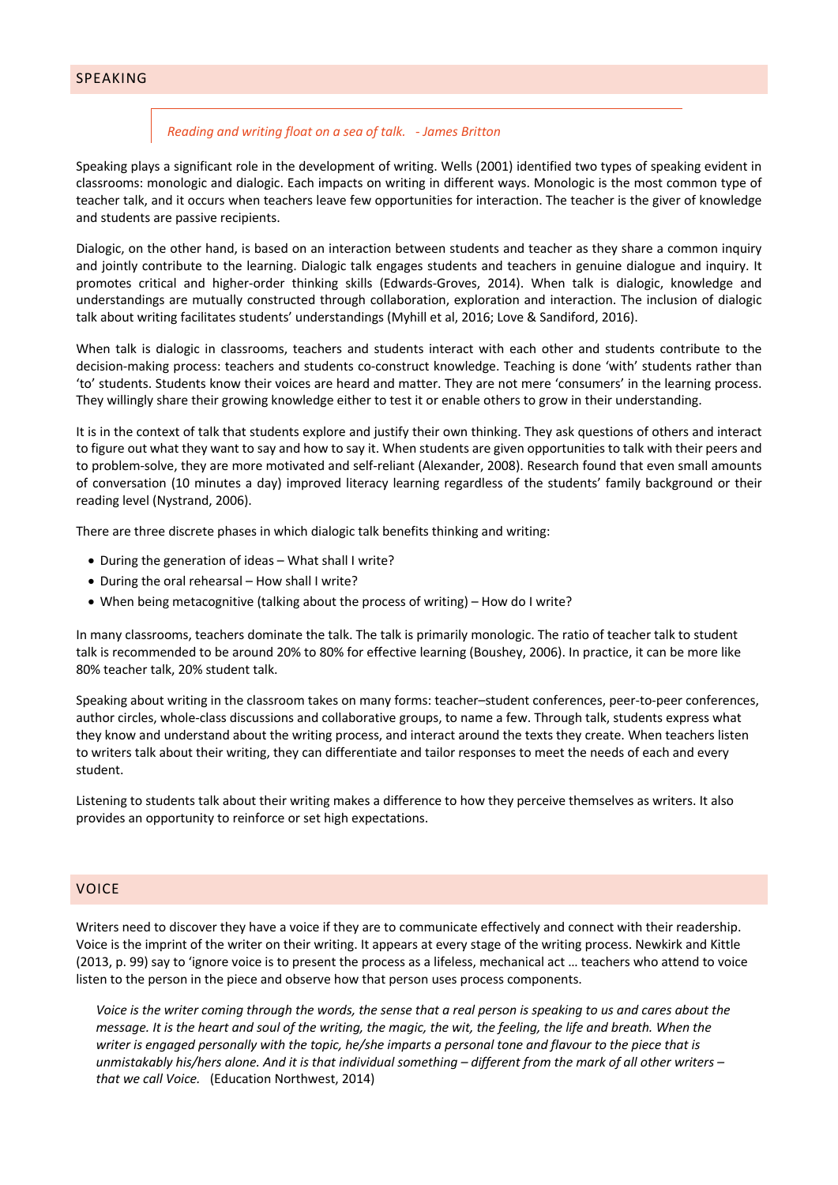## SPEAKING

> *Reading and writing float on a sea of talk. - James Britton*

Speaking plays a significant role in the development of writing. Wells (2001) identified two types of speaking evident in classrooms: monologic and dialogic. Each impacts on writing in different ways. Monologic is the most common type of teacher talk, and it occurs when teachers leave few opportunities for interaction. The teacher is the giver of knowledge and students are passive recipients.

Dialogic, on the other hand, is based on an interaction between students and teacher as they share a common inquiry and jointly contribute to the learning. Dialogic talk engages students and teachers in genuine dialogue and inquiry. It promotes critical and higher-order thinking skills (Edwards-Groves, 2014). When talk is dialogic, knowledge and understandings are mutually constructed through collaboration, exploration and interaction. The inclusion of dialogic talk about writing facilitates students' understandings (Myhill et al, 2016; Love & Sandiford, 2016).

When talk is dialogic in classrooms, teachers and students interact with each other and students contribute to the decision-making process: teachers and students co-construct knowledge. Teaching is done 'with' students rather than 'to' students. Students know their voices are heard and matter. They are not mere 'consumers' in the learning process. They willingly share their growing knowledge either to test it or enable others to grow in their understanding.

It is in the context of talk that students explore and justify their own thinking. They ask questions of others and interact to figure out what they want to say and how to say it. When students are given opportunities to talk with their peers and to problem-solve, they are more motivated and self-reliant (Alexander, 2008). Research found that even small amounts of conversation (10 minutes a day) improved literacy learning regardless of the students' family background or their reading level (Nystrand, 2006).

There are three discrete phases in which dialogic talk benefits thinking and writing:

- During the generation of ideas – What shall I write?
- During the oral rehearsal – How shall I write?
- When being metacognitive (talking about the process of writing) – How do I write?

In many classrooms, teachers dominate the talk. The talk is primarily monologic. The ratio of teacher talk to student talk is recommended to be around 20% to 80% for effective learning (Boushey, 2006). In practice, it can be more like 80% teacher talk, 20% student talk.

Speaking about writing in the classroom takes on many forms: teacher–student conferences, peer-to-peer conferences, author circles, whole-class discussions and collaborative groups, to name a few. Through talk, students express what they know and understand about the writing process, and interact around the texts they create. When teachers listen to writers talk about their writing, they can differentiate and tailor responses to meet the needs of each and every student.

Listening to students talk about their writing makes a difference to how they perceive themselves as writers. It also provides an opportunity to reinforce or set high expectations.

## VOICE

Writers need to discover they have a voice if they are to communicate effectively and connect with their readership. Voice is the imprint of the writer on their writing. It appears at every stage of the writing process. Newkirk and Kittle (2013, p. 99) say to 'ignore voice is to present the process as a lifeless, mechanical act … teachers who attend to voice listen to the person in the piece and observe how that person uses process components.

> *Voice is the writer coming through the words, the sense that a real person is speaking to us and cares about the message. It is the heart and soul of the writing, the magic, the wit, the feeling, the life and breath. When the writer is engaged personally with the topic, he/she imparts a personal tone and flavour to the piece that is unmistakably his/hers alone. And it is that individual something – different from the mark of all other writers – that we call Voice.* (Education Northwest, 2014)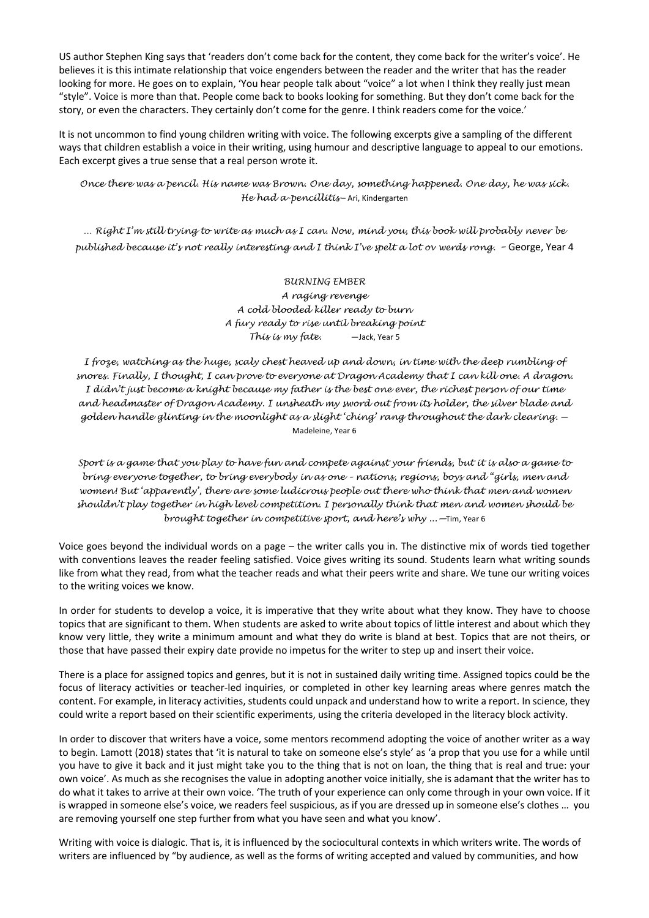US author Stephen King says that 'readers don't come back for the content, they come back for the writer's voice'. He believes it is this intimate relationship that voice engenders between the reader and the writer that has the reader looking for more. He goes on to explain, 'You hear people talk about "voice" a lot when I think they really just mean "style". Voice is more than that. People come back to books looking for something. But they don't come back for the story, or even the characters. They certainly don't come for the genre. I think readers come for the voice.'

It is not uncommon to find young children writing with voice. The following excerpts give a sampling of the different ways that children establish a voice in their writing, using humour and descriptive language to appeal to our emotions. Each excerpt gives a true sense that a real person wrote it.

*Once there was a pencil. His name was Brown. One day, something happened. One day, he was sick. He had a-pencillitis*– Ari, Kindergarten

*... Right I'm still trying to write as much as I can. Now, mind you, this book will probably never be published because it's not really interesting and I think I've spelt a lot ov werds rong.* – George, Year 4

*BURNING EMBER*
*A raging revenge*
*A cold blooded killer ready to burn*
*A fury ready to rise until breaking point*
*This is my fate.* —Jack, Year 5

*I froze, watching as the huge, scaly chest heaved up and down, in time with the deep rumbling of snores. Finally, I thought, I can prove to everyone at Dragon Academy that I can kill one. A dragon. I didn't just become a knight because my father is the best one ever, the richest person of our time and headmaster of Dragon Academy. I unsheath my sword out from its holder, the silver blade and golden handle glinting in the moonlight as a slight 'ching' rang throughout the dark clearing.* — Madeleine, Year 6

*Sport is a game that you play to have fun and compete against your friends, but it is also a game to bring everyone together, to bring everybody in as one - nations, regions, boys and "girls, men and women! But 'apparently', there are some ludicrous people out there who think that men and women shouldn't play together in high level competition. I personally think that men and women should be brought together in competitive sport, and here's why ...* —Tim, Year 6

Voice goes beyond the individual words on a page – the writer calls you in. The distinctive mix of words tied together with conventions leaves the reader feeling satisfied. Voice gives writing its sound. Students learn what writing sounds like from what they read, from what the teacher reads and what their peers write and share. We tune our writing voices to the writing voices we know.

In order for students to develop a voice, it is imperative that they write about what they know. They have to choose topics that are significant to them. When students are asked to write about topics of little interest and about which they know very little, they write a minimum amount and what they do write is bland at best. Topics that are not theirs, or those that have passed their expiry date provide no impetus for the writer to step up and insert their voice.

There is a place for assigned topics and genres, but it is not in sustained daily writing time. Assigned topics could be the focus of literacy activities or teacher-led inquiries, or completed in other key learning areas where genres match the content. For example, in literacy activities, students could unpack and understand how to write a report. In science, they could write a report based on their scientific experiments, using the criteria developed in the literacy block activity.

In order to discover that writers have a voice, some mentors recommend adopting the voice of another writer as a way to begin. Lamott (2018) states that 'it is natural to take on someone else's style' as 'a prop that you use for a while until you have to give it back and it just might take you to the thing that is not on loan, the thing that is real and true: your own voice'. As much as she recognises the value in adopting another voice initially, she is adamant that the writer has to do what it takes to arrive at their own voice. 'The truth of your experience can only come through in your own voice. If it is wrapped in someone else's voice, we readers feel suspicious, as if you are dressed up in someone else's clothes … you are removing yourself one step further from what you have seen and what you know'.

Writing with voice is dialogic. That is, it is influenced by the sociocultural contexts in which writers write. The words of writers are influenced by "by audience, as well as the forms of writing accepted and valued by communities, and how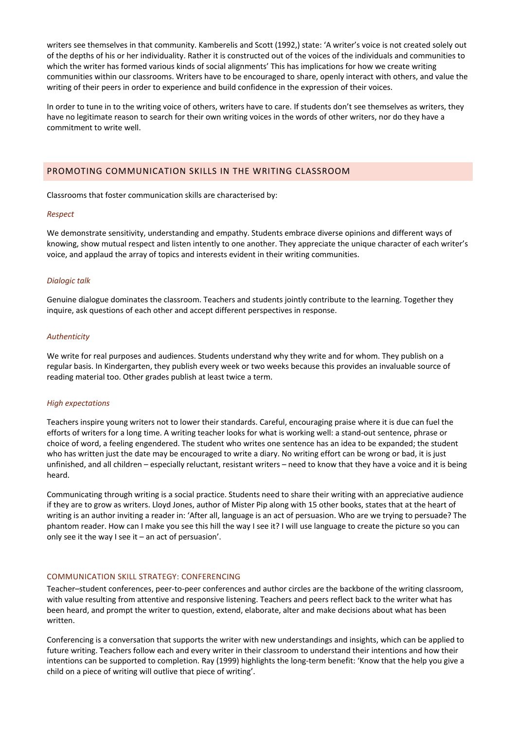writers see themselves in that community. Kamberelis and Scott (1992,) state: 'A writer's voice is not created solely out of the depths of his or her individuality. Rather it is constructed out of the voices of the individuals and communities to which the writer has formed various kinds of social alignments' This has implications for how we create writing communities within our classrooms. Writers have to be encouraged to share, openly interact with others, and value the writing of their peers in order to experience and build confidence in the expression of their voices.

In order to tune in to the writing voice of others, writers have to care. If students don't see themselves as writers, they have no legitimate reason to search for their own writing voices in the words of other writers, nor do they have a commitment to write well.

## PROMOTING COMMUNICATION SKILLS IN THE WRITING CLASSROOM

Classrooms that foster communication skills are characterised by:

*Respect*

We demonstrate sensitivity, understanding and empathy. Students embrace diverse opinions and different ways of knowing, show mutual respect and listen intently to one another. They appreciate the unique character of each writer's voice, and applaud the array of topics and interests evident in their writing communities.

*Dialogic talk*

Genuine dialogue dominates the classroom. Teachers and students jointly contribute to the learning. Together they inquire, ask questions of each other and accept different perspectives in response.

*Authenticity*

We write for real purposes and audiences. Students understand why they write and for whom. They publish on a regular basis. In Kindergarten, they publish every week or two weeks because this provides an invaluable source of reading material too. Other grades publish at least twice a term.

*High expectations*

Teachers inspire young writers not to lower their standards. Careful, encouraging praise where it is due can fuel the efforts of writers for a long time. A writing teacher looks for what is working well: a stand-out sentence, phrase or choice of word, a feeling engendered. The student who writes one sentence has an idea to be expanded; the student who has written just the date may be encouraged to write a diary. No writing effort can be wrong or bad, it is just unfinished, and all children – especially reluctant, resistant writers – need to know that they have a voice and it is being heard.

Communicating through writing is a social practice. Students need to share their writing with an appreciative audience if they are to grow as writers. Lloyd Jones, author of Mister Pip along with 15 other books, states that at the heart of writing is an author inviting a reader in: 'After all, language is an act of persuasion. Who are we trying to persuade? The phantom reader. How can I make you see this hill the way I see it? I will use language to create the picture so you can only see it the way I see it – an act of persuasion'.

### COMMUNICATION SKILL STRATEGY: CONFERENCING

Teacher–student conferences, peer-to-peer conferences and author circles are the backbone of the writing classroom, with value resulting from attentive and responsive listening. Teachers and peers reflect back to the writer what has been heard, and prompt the writer to question, extend, elaborate, alter and make decisions about what has been written.

Conferencing is a conversation that supports the writer with new understandings and insights, which can be applied to future writing. Teachers follow each and every writer in their classroom to understand their intentions and how their intentions can be supported to completion. Ray (1999) highlights the long-term benefit: 'Know that the help you give a child on a piece of writing will outlive that piece of writing'.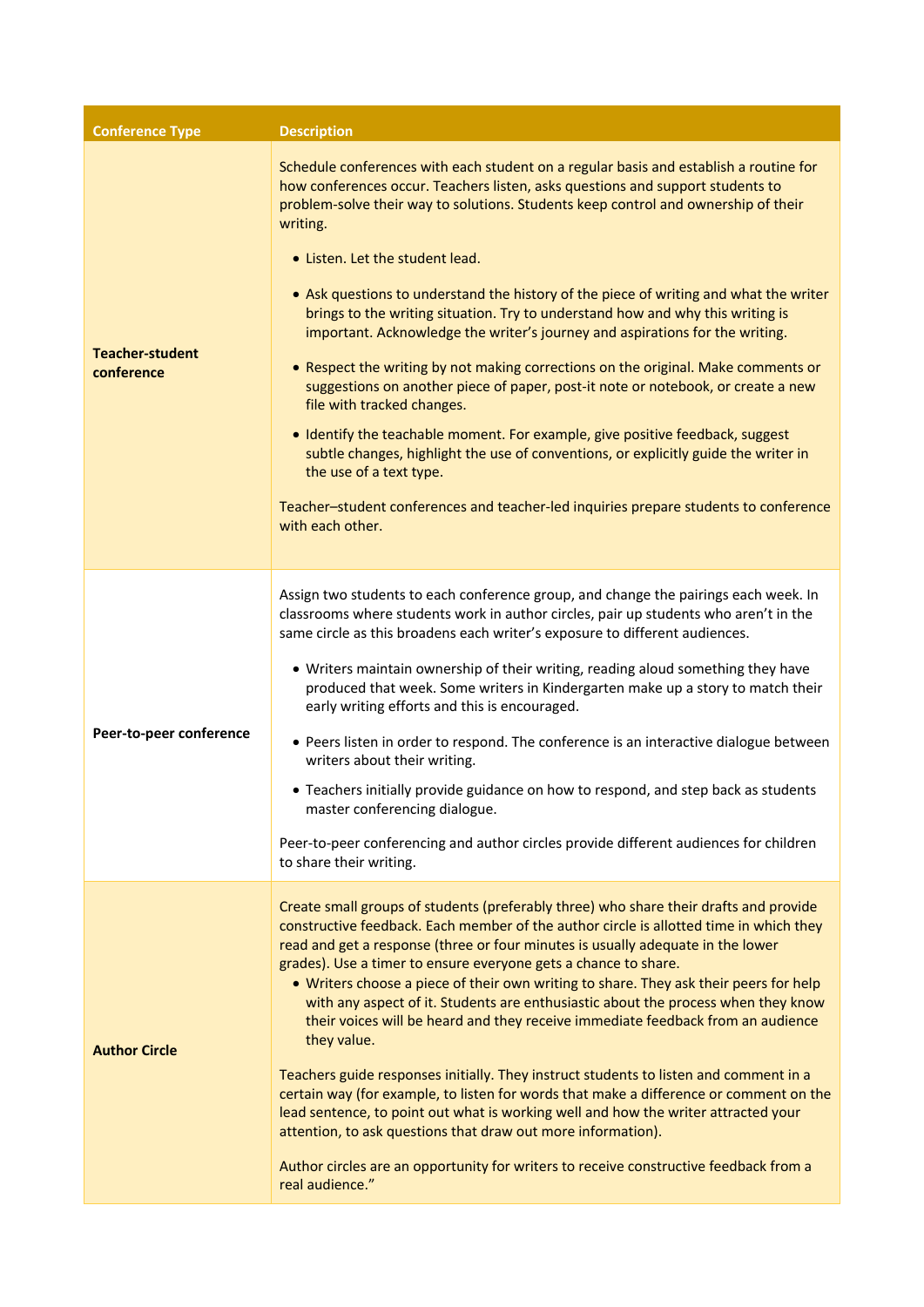| Conference Type | Description |
| --- | --- |
| **Teacher-student conference** | Schedule conferences with each student on a regular basis and establish a routine for how conferences occur. Teachers listen, asks questions and support students to problem-solve their way to solutions. Students keep control and ownership of their writing.<br><br>• Listen. Let the student lead.<br><br>• Ask questions to understand the history of the piece of writing and what the writer brings to the writing situation. Try to understand how and why this writing is important. Acknowledge the writer's journey and aspirations for the writing.<br><br>• Respect the writing by not making corrections on the original. Make comments or suggestions on another piece of paper, post-it note or notebook, or create a new file with tracked changes.<br><br>• Identify the teachable moment. For example, give positive feedback, suggest subtle changes, highlight the use of conventions, or explicitly guide the writer in the use of a text type.<br><br>Teacher–student conferences and teacher-led inquiries prepare students to conference with each other. |
| **Peer-to-peer conference** | Assign two students to each conference group, and change the pairings each week. In classrooms where students work in author circles, pair up students who aren't in the same circle as this broadens each writer's exposure to different audiences.<br><br>• Writers maintain ownership of their writing, reading aloud something they have produced that week. Some writers in Kindergarten make up a story to match their early writing efforts and this is encouraged.<br><br>• Peers listen in order to respond. The conference is an interactive dialogue between writers about their writing.<br><br>• Teachers initially provide guidance on how to respond, and step back as students master conferencing dialogue.<br><br>Peer-to-peer conferencing and author circles provide different audiences for children to share their writing. |
| **Author Circle** | Create small groups of students (preferably three) who share their drafts and provide constructive feedback. Each member of the author circle is allotted time in which they read and get a response (three or four minutes is usually adequate in the lower grades). Use a timer to ensure everyone gets a chance to share.<br>• Writers choose a piece of their own writing to share. They ask their peers for help with any aspect of it. Students are enthusiastic about the process when they know their voices will be heard and they receive immediate feedback from an audience they value.<br><br>Teachers guide responses initially. They instruct students to listen and comment in a certain way (for example, to listen for words that make a difference or comment on the lead sentence, to point out what is working well and how the writer attracted your attention, to ask questions that draw out more information).<br><br>Author circles are an opportunity for writers to receive constructive feedback from a real audience." |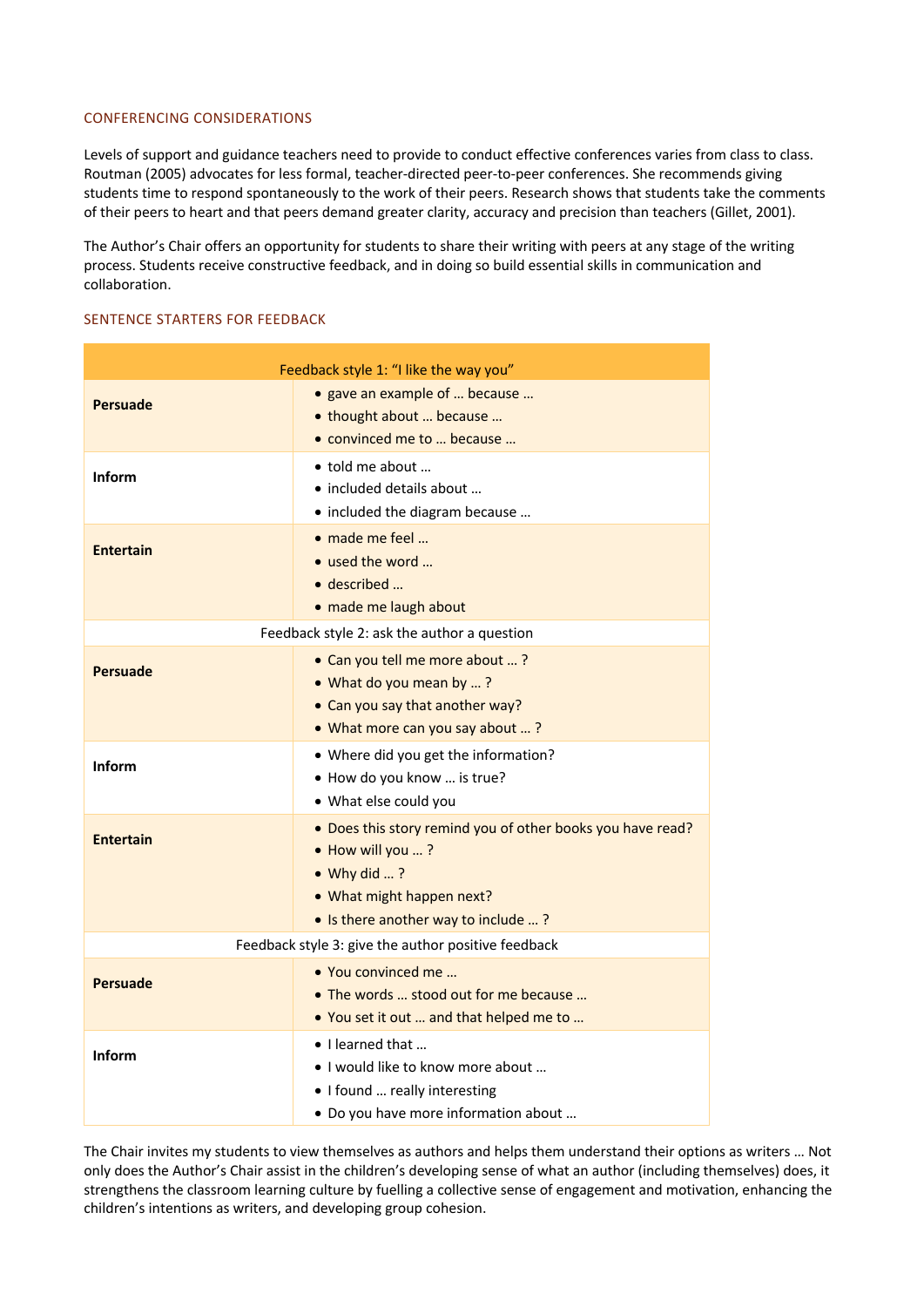## CONFERENCING CONSIDERATIONS

Levels of support and guidance teachers need to provide to conduct effective conferences varies from class to class. Routman (2005) advocates for less formal, teacher-directed peer-to-peer conferences. She recommends giving students time to respond spontaneously to the work of their peers. Research shows that students take the comments of their peers to heart and that peers demand greater clarity, accuracy and precision than teachers (Gillet, 2001).

The Author's Chair offers an opportunity for students to share their writing with peers at any stage of the writing process. Students receive constructive feedback, and in doing so build essential skills in communication and collaboration.

## SENTENCE STARTERS FOR FEEDBACK

| Feedback style 1: "I like the way you" | |
|---|---|
| **Persuade** | • gave an example of … because …<br>• thought about … because …<br>• convinced me to … because … |
| **Inform** | • told me about …<br>• included details about …<br>• included the diagram because … |
| **Entertain** | • made me feel …<br>• used the word …<br>• described …<br>• made me laugh about |
| Feedback style 2: ask the author a question | |
| **Persuade** | • Can you tell me more about … ?<br>• What do you mean by … ?<br>• Can you say that another way?<br>• What more can you say about … ? |
| **Inform** | • Where did you get the information?<br>• How do you know … is true?<br>• What else could you |
| **Entertain** | • Does this story remind you of other books you have read?<br>• How will you … ?<br>• Why did … ?<br>• What might happen next?<br>• Is there another way to include … ? |
| Feedback style 3: give the author positive feedback | |
| **Persuade** | • You convinced me …<br>• The words … stood out for me because …<br>• You set it out … and that helped me to … |
| **Inform** | • I learned that …<br>• I would like to know more about …<br>• I found … really interesting<br>• Do you have more information about … |

The Chair invites my students to view themselves as authors and helps them understand their options as writers … Not only does the Author's Chair assist in the children's developing sense of what an author (including themselves) does, it strengthens the classroom learning culture by fuelling a collective sense of engagement and motivation, enhancing the children's intentions as writers, and developing group cohesion.